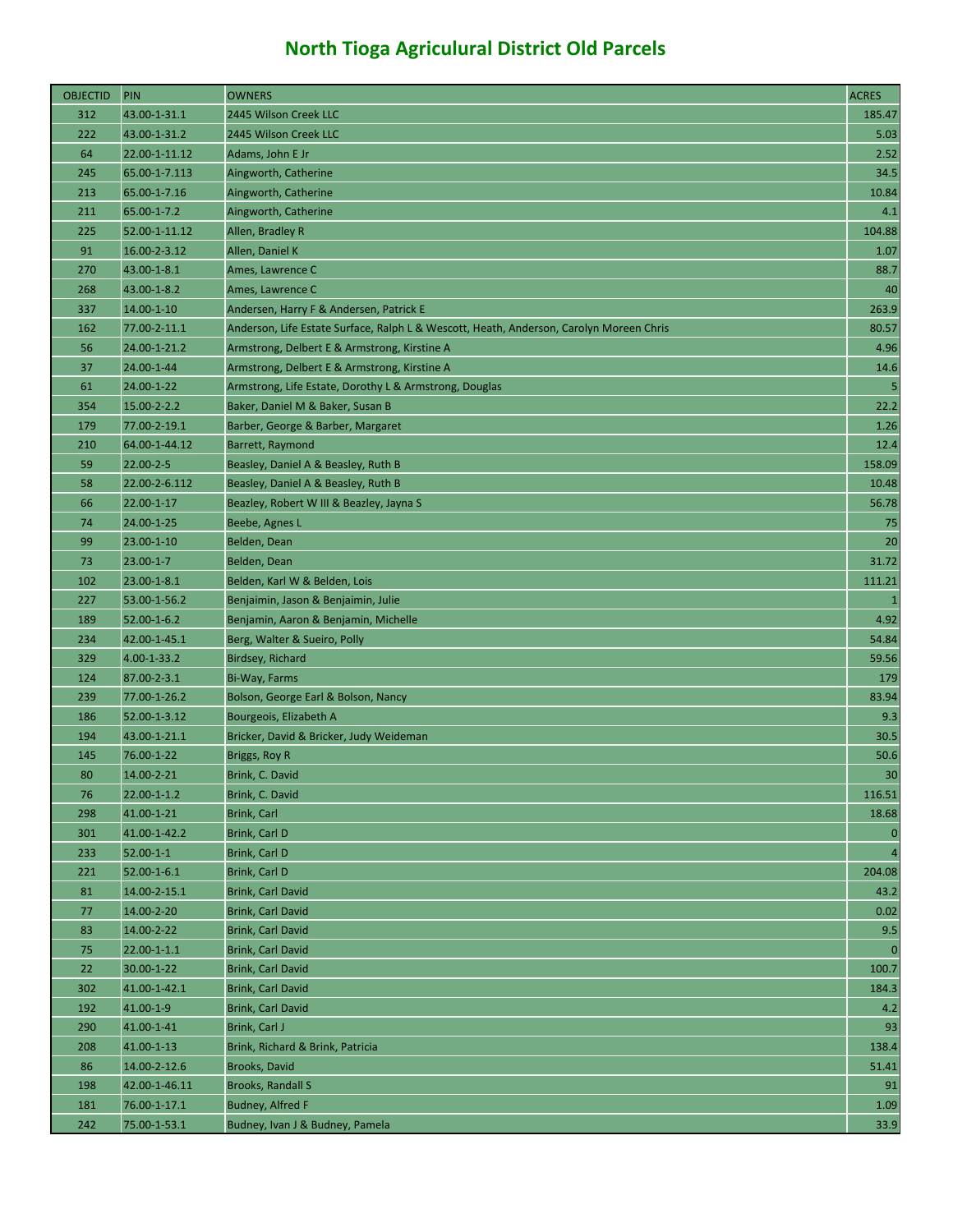# North Tioga Agricultural District Old Parcels

| OBJECTID | PIN | OWNERS | ACRES |
|---|---|---|---|
| 312 | 43.00-1-31.1 | 2445 Wilson Creek LLC | 185.47 |
| 222 | 43.00-1-31.2 | 2445 Wilson Creek LLC | 5.03 |
| 64 | 22.00-1-11.12 | Adams, John E Jr | 2.52 |
| 245 | 65.00-1-7.113 | Aingworth, Catherine | 34.5 |
| 213 | 65.00-1-7.16 | Aingworth, Catherine | 10.84 |
| 211 | 65.00-1-7.2 | Aingworth, Catherine | 4.1 |
| 225 | 52.00-1-11.12 | Allen, Bradley R | 104.88 |
| 91 | 16.00-2-3.12 | Allen, Daniel K | 1.07 |
| 270 | 43.00-1-8.1 | Ames, Lawrence C | 88.7 |
| 268 | 43.00-1-8.2 | Ames, Lawrence C | 40 |
| 337 | 14.00-1-10 | Andersen, Harry F & Andersen, Patrick E | 263.9 |
| 162 | 77.00-2-11.1 | Anderson, Life Estate Surface, Ralph L & Wescott, Heath, Anderson, Carolyn Moreen Chris | 80.57 |
| 56 | 24.00-1-21.2 | Armstrong, Delbert E & Armstrong, Kirstine A | 4.96 |
| 37 | 24.00-1-44 | Armstrong, Delbert E & Armstrong, Kirstine A | 14.6 |
| 61 | 24.00-1-22 | Armstrong, Life Estate, Dorothy L & Armstrong, Douglas | 5 |
| 354 | 15.00-2-2.2 | Baker, Daniel M & Baker, Susan B | 22.2 |
| 179 | 77.00-2-19.1 | Barber, George & Barber, Margaret | 1.26 |
| 210 | 64.00-1-44.12 | Barrett, Raymond | 12.4 |
| 59 | 22.00-2-5 | Beasley, Daniel A & Beasley, Ruth B | 158.09 |
| 58 | 22.00-2-6.112 | Beasley, Daniel A & Beasley, Ruth B | 10.48 |
| 66 | 22.00-1-17 | Beazley, Robert W III & Beazley, Jayna S | 56.78 |
| 74 | 24.00-1-25 | Beebe, Agnes L | 75 |
| 99 | 23.00-1-10 | Belden, Dean | 20 |
| 73 | 23.00-1-7 | Belden, Dean | 31.72 |
| 102 | 23.00-1-8.1 | Belden, Karl W & Belden, Lois | 111.21 |
| 227 | 53.00-1-56.2 | Benjaimin, Jason & Benjaimin, Julie | 1 |
| 189 | 52.00-1-6.2 | Benjamin, Aaron & Benjamin, Michelle | 4.92 |
| 234 | 42.00-1-45.1 | Berg, Walter & Sueiro, Polly | 54.84 |
| 329 | 4.00-1-33.2 | Birdsey, Richard | 59.56 |
| 124 | 87.00-2-3.1 | Bi-Way, Farms | 179 |
| 239 | 77.00-1-26.2 | Bolson, George Earl & Bolson, Nancy | 83.94 |
| 186 | 52.00-1-3.12 | Bourgeois, Elizabeth A | 9.3 |
| 194 | 43.00-1-21.1 | Bricker, David & Bricker, Judy Weideman | 30.5 |
| 145 | 76.00-1-22 | Briggs, Roy R | 50.6 |
| 80 | 14.00-2-21 | Brink, C. David | 30 |
| 76 | 22.00-1-1.2 | Brink, C. David | 116.51 |
| 298 | 41.00-1-21 | Brink, Carl | 18.68 |
| 301 | 41.00-1-42.2 | Brink, Carl D | 0 |
| 233 | 52.00-1-1 | Brink, Carl D | 4 |
| 221 | 52.00-1-6.1 | Brink, Carl D | 204.08 |
| 81 | 14.00-2-15.1 | Brink, Carl David | 43.2 |
| 77 | 14.00-2-20 | Brink, Carl David | 0.02 |
| 83 | 14.00-2-22 | Brink, Carl David | 9.5 |
| 75 | 22.00-1-1.1 | Brink, Carl David | 0 |
| 22 | 30.00-1-22 | Brink, Carl David | 100.7 |
| 302 | 41.00-1-42.1 | Brink, Carl David | 184.3 |
| 192 | 41.00-1-9 | Brink, Carl David | 4.2 |
| 290 | 41.00-1-41 | Brink, Carl J | 93 |
| 208 | 41.00-1-13 | Brink, Richard & Brink, Patricia | 138.4 |
| 86 | 14.00-2-12.6 | Brooks, David | 51.41 |
| 198 | 42.00-1-46.11 | Brooks, Randall S | 91 |
| 181 | 76.00-1-17.1 | Budney, Alfred F | 1.09 |
| 242 | 75.00-1-53.1 | Budney, Ivan J & Budney, Pamela | 33.9 |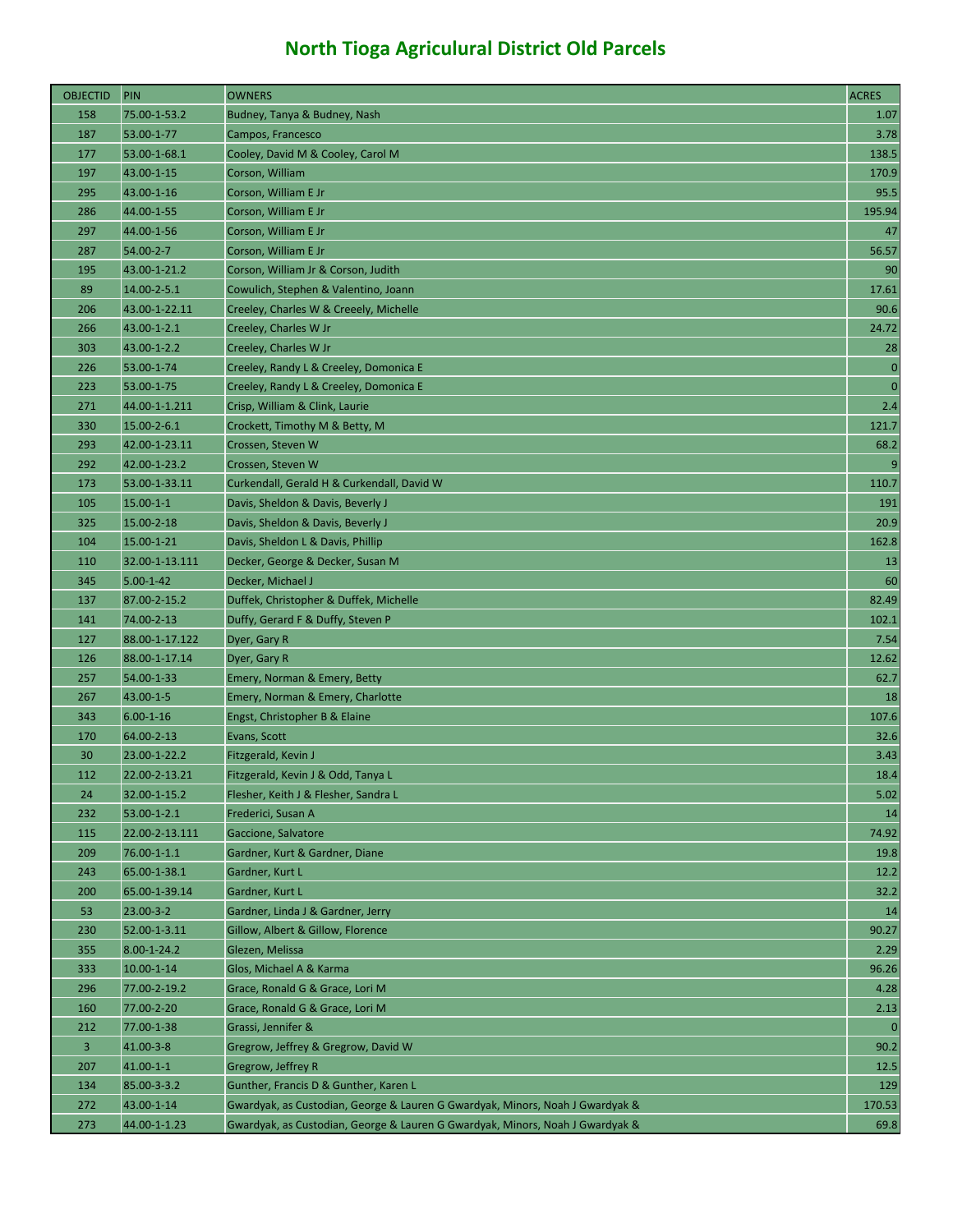# North Tioga Agriculural District Old Parcels

| OBJECTID | PIN | OWNERS | ACRES |
|---|---|---|---|
| 158 | 75.00-1-53.2 | Budney, Tanya & Budney, Nash | 1.07 |
| 187 | 53.00-1-77 | Campos, Francesco | 3.78 |
| 177 | 53.00-1-68.1 | Cooley, David M & Cooley, Carol M | 138.5 |
| 197 | 43.00-1-15 | Corson, William | 170.9 |
| 295 | 43.00-1-16 | Corson, William E Jr | 95.5 |
| 286 | 44.00-1-55 | Corson, William E Jr | 195.94 |
| 297 | 44.00-1-56 | Corson, William E Jr | 47 |
| 287 | 54.00-2-7 | Corson, William E Jr | 56.57 |
| 195 | 43.00-1-21.2 | Corson, William Jr & Corson, Judith | 90 |
| 89 | 14.00-2-5.1 | Cowulich, Stephen & Valentino, Joann | 17.61 |
| 206 | 43.00-1-22.11 | Creeley, Charles W & Creeely, Michelle | 90.6 |
| 266 | 43.00-1-2.1 | Creeley, Charles W Jr | 24.72 |
| 303 | 43.00-1-2.2 | Creeley, Charles W Jr | 28 |
| 226 | 53.00-1-74 | Creeley, Randy L & Creeley, Domonica E | 0 |
| 223 | 53.00-1-75 | Creeley, Randy L & Creeley, Domonica E | 0 |
| 271 | 44.00-1-1.211 | Crisp, William & Clink, Laurie | 2.4 |
| 330 | 15.00-2-6.1 | Crockett, Timothy M & Betty, M | 121.7 |
| 293 | 42.00-1-23.11 | Crossen, Steven W | 68.2 |
| 292 | 42.00-1-23.2 | Crossen, Steven W | 9 |
| 173 | 53.00-1-33.11 | Curkendall, Gerald H & Curkendall, David W | 110.7 |
| 105 | 15.00-1-1 | Davis, Sheldon & Davis, Beverly J | 191 |
| 325 | 15.00-2-18 | Davis, Sheldon & Davis, Beverly J | 20.9 |
| 104 | 15.00-1-21 | Davis, Sheldon L & Davis, Phillip | 162.8 |
| 110 | 32.00-1-13.111 | Decker, George & Decker, Susan M | 13 |
| 345 | 5.00-1-42 | Decker, Michael J | 60 |
| 137 | 87.00-2-15.2 | Duffek, Christopher & Duffek, Michelle | 82.49 |
| 141 | 74.00-2-13 | Duffy, Gerard F & Duffy, Steven P | 102.1 |
| 127 | 88.00-1-17.122 | Dyer, Gary R | 7.54 |
| 126 | 88.00-1-17.14 | Dyer, Gary R | 12.62 |
| 257 | 54.00-1-33 | Emery, Norman & Emery, Betty | 62.7 |
| 267 | 43.00-1-5 | Emery, Norman & Emery, Charlotte | 18 |
| 343 | 6.00-1-16 | Engst, Christopher B & Elaine | 107.6 |
| 170 | 64.00-2-13 | Evans, Scott | 32.6 |
| 30 | 23.00-1-22.2 | Fitzgerald, Kevin J | 3.43 |
| 112 | 22.00-2-13.21 | Fitzgerald, Kevin J & Odd, Tanya L | 18.4 |
| 24 | 32.00-1-15.2 | Flesher, Keith J & Flesher, Sandra L | 5.02 |
| 232 | 53.00-1-2.1 | Frederici, Susan A | 14 |
| 115 | 22.00-2-13.111 | Gaccione, Salvatore | 74.92 |
| 209 | 76.00-1-1.1 | Gardner, Kurt & Gardner, Diane | 19.8 |
| 243 | 65.00-1-38.1 | Gardner, Kurt L | 12.2 |
| 200 | 65.00-1-39.14 | Gardner, Kurt L | 32.2 |
| 53 | 23.00-3-2 | Gardner, Linda J & Gardner, Jerry | 14 |
| 230 | 52.00-1-3.11 | Gillow, Albert & Gillow, Florence | 90.27 |
| 355 | 8.00-1-24.2 | Glezen, Melissa | 2.29 |
| 333 | 10.00-1-14 | Glos, Michael A & Karma | 96.26 |
| 296 | 77.00-2-19.2 | Grace, Ronald G & Grace, Lori M | 4.28 |
| 160 | 77.00-2-20 | Grace, Ronald G & Grace, Lori M | 2.13 |
| 212 | 77.00-1-38 | Grassi, Jennifer & | 0 |
| 3 | 41.00-3-8 | Gregrow, Jeffrey & Gregrow, David W | 90.2 |
| 207 | 41.00-1-1 | Gregrow, Jeffrey R | 12.5 |
| 134 | 85.00-3-3.2 | Gunther, Francis D & Gunther, Karen L | 129 |
| 272 | 43.00-1-14 | Gwardyak, as Custodian, George & Lauren G Gwardyak, Minors, Noah J Gwardyak & | 170.53 |
| 273 | 44.00-1-1.23 | Gwardyak, as Custodian, George & Lauren G Gwardyak, Minors, Noah J Gwardyak & | 69.8 |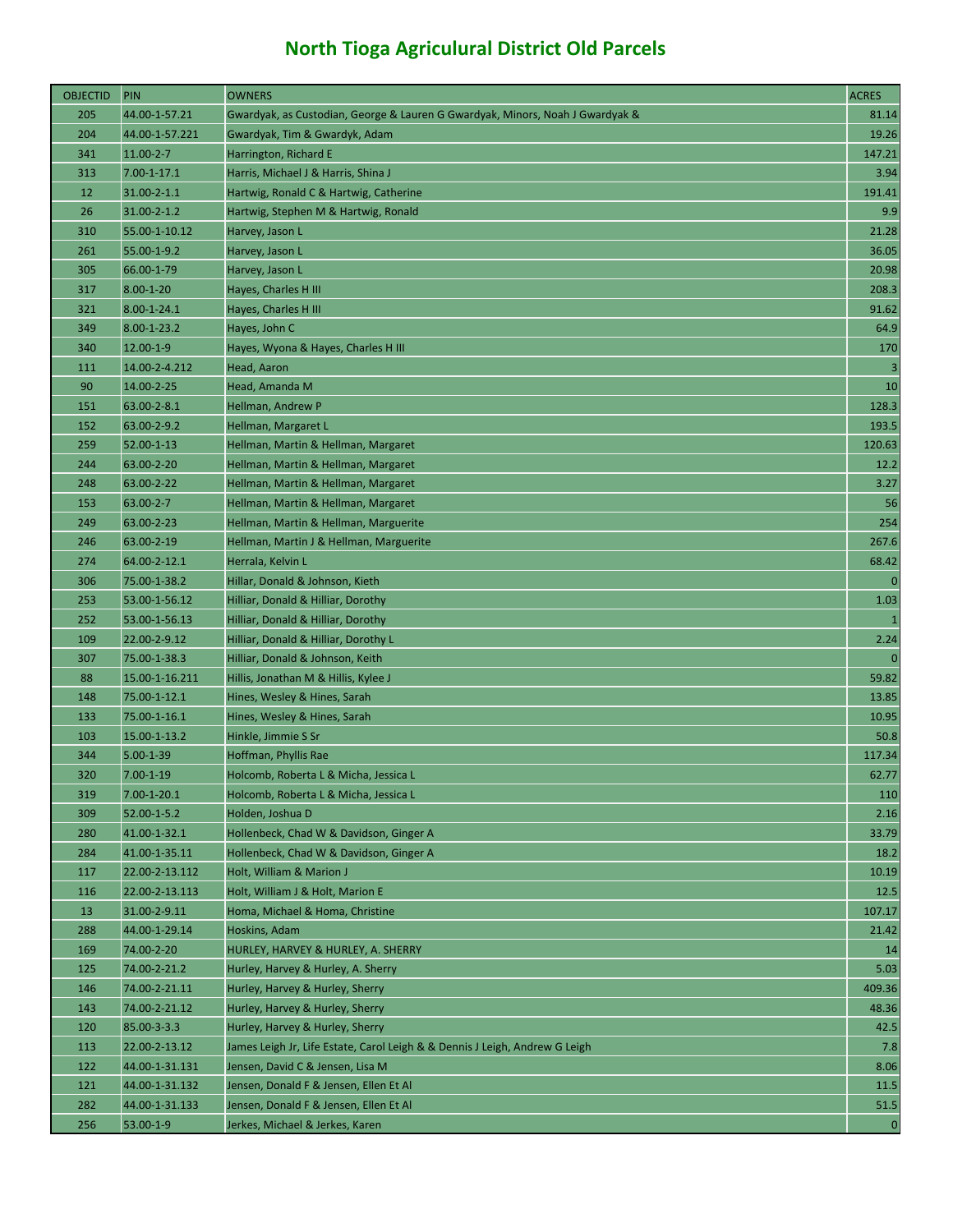# North Tioga Agricultural District Old Parcels

| OBJECTID | PIN | OWNERS | ACRES |
|---|---|---|---|
| 205 | 44.00-1-57.21 | Gwardyak, as Custodian, George & Lauren G Gwardyak, Minors, Noah J Gwardyak & | 81.14 |
| 204 | 44.00-1-57.221 | Gwardyak, Tim & Gwardyk, Adam | 19.26 |
| 341 | 11.00-2-7 | Harrington, Richard E | 147.21 |
| 313 | 7.00-1-17.1 | Harris, Michael J & Harris, Shina J | 3.94 |
| 12 | 31.00-2-1.1 | Hartwig, Ronald C & Hartwig, Catherine | 191.41 |
| 26 | 31.00-2-1.2 | Hartwig, Stephen M & Hartwig, Ronald | 9.9 |
| 310 | 55.00-1-10.12 | Harvey, Jason L | 21.28 |
| 261 | 55.00-1-9.2 | Harvey, Jason L | 36.05 |
| 305 | 66.00-1-79 | Harvey, Jason L | 20.98 |
| 317 | 8.00-1-20 | Hayes, Charles H III | 208.3 |
| 321 | 8.00-1-24.1 | Hayes, Charles H III | 91.62 |
| 349 | 8.00-1-23.2 | Hayes, John C | 64.9 |
| 340 | 12.00-1-9 | Hayes, Wyona & Hayes, Charles H III | 170 |
| 111 | 14.00-2-4.212 | Head, Aaron | 3 |
| 90 | 14.00-2-25 | Head, Amanda M | 10 |
| 151 | 63.00-2-8.1 | Hellman, Andrew P | 128.3 |
| 152 | 63.00-2-9.2 | Hellman, Margaret L | 193.5 |
| 259 | 52.00-1-13 | Hellman, Martin & Hellman, Margaret | 120.63 |
| 244 | 63.00-2-20 | Hellman, Martin & Hellman, Margaret | 12.2 |
| 248 | 63.00-2-22 | Hellman, Martin & Hellman, Margaret | 3.27 |
| 153 | 63.00-2-7 | Hellman, Martin & Hellman, Margaret | 56 |
| 249 | 63.00-2-23 | Hellman, Martin & Hellman, Marguerite | 254 |
| 246 | 63.00-2-19 | Hellman, Martin J & Hellman, Marguerite | 267.6 |
| 274 | 64.00-2-12.1 | Herrala, Kelvin L | 68.42 |
| 306 | 75.00-1-38.2 | Hillar, Donald & Johnson, Kieth | 0 |
| 253 | 53.00-1-56.12 | Hilliar, Donald & Hilliar, Dorothy | 1.03 |
| 252 | 53.00-1-56.13 | Hilliar, Donald & Hilliar, Dorothy | 1 |
| 109 | 22.00-2-9.12 | Hilliar, Donald & Hilliar, Dorothy L | 2.24 |
| 307 | 75.00-1-38.3 | Hilliar, Donald & Johnson, Keith | 0 |
| 88 | 15.00-1-16.211 | Hillis, Jonathan M & Hillis, Kylee J | 59.82 |
| 148 | 75.00-1-12.1 | Hines, Wesley & Hines, Sarah | 13.85 |
| 133 | 75.00-1-16.1 | Hines, Wesley & Hines, Sarah | 10.95 |
| 103 | 15.00-1-13.2 | Hinkle, Jimmie S Sr | 50.8 |
| 344 | 5.00-1-39 | Hoffman, Phyllis Rae | 117.34 |
| 320 | 7.00-1-19 | Holcomb, Roberta L & Micha, Jessica L | 62.77 |
| 319 | 7.00-1-20.1 | Holcomb, Roberta L & Micha, Jessica L | 110 |
| 309 | 52.00-1-5.2 | Holden, Joshua D | 2.16 |
| 280 | 41.00-1-32.1 | Hollenbeck, Chad W & Davidson, Ginger A | 33.79 |
| 284 | 41.00-1-35.11 | Hollenbeck, Chad W & Davidson, Ginger A | 18.2 |
| 117 | 22.00-2-13.112 | Holt, William & Marion J | 10.19 |
| 116 | 22.00-2-13.113 | Holt, William J & Holt, Marion E | 12.5 |
| 13 | 31.00-2-9.11 | Homa, Michael & Homa, Christine | 107.17 |
| 288 | 44.00-1-29.14 | Hoskins, Adam | 21.42 |
| 169 | 74.00-2-20 | HURLEY, HARVEY & HURLEY, A. SHERRY | 14 |
| 125 | 74.00-2-21.2 | Hurley, Harvey & Hurley, A. Sherry | 5.03 |
| 146 | 74.00-2-21.11 | Hurley, Harvey & Hurley, Sherry | 409.36 |
| 143 | 74.00-2-21.12 | Hurley, Harvey & Hurley, Sherry | 48.36 |
| 120 | 85.00-3-3.3 | Hurley, Harvey & Hurley, Sherry | 42.5 |
| 113 | 22.00-2-13.12 | James Leigh Jr, Life Estate, Carol Leigh & & Dennis J Leigh, Andrew G Leigh | 7.8 |
| 122 | 44.00-1-31.131 | Jensen, David C & Jensen, Lisa M | 8.06 |
| 121 | 44.00-1-31.132 | Jensen, Donald F & Jensen, Ellen Et Al | 11.5 |
| 282 | 44.00-1-31.133 | Jensen, Donald F & Jensen, Ellen Et Al | 51.5 |
| 256 | 53.00-1-9 | Jerkes, Michael & Jerkes, Karen | 0 |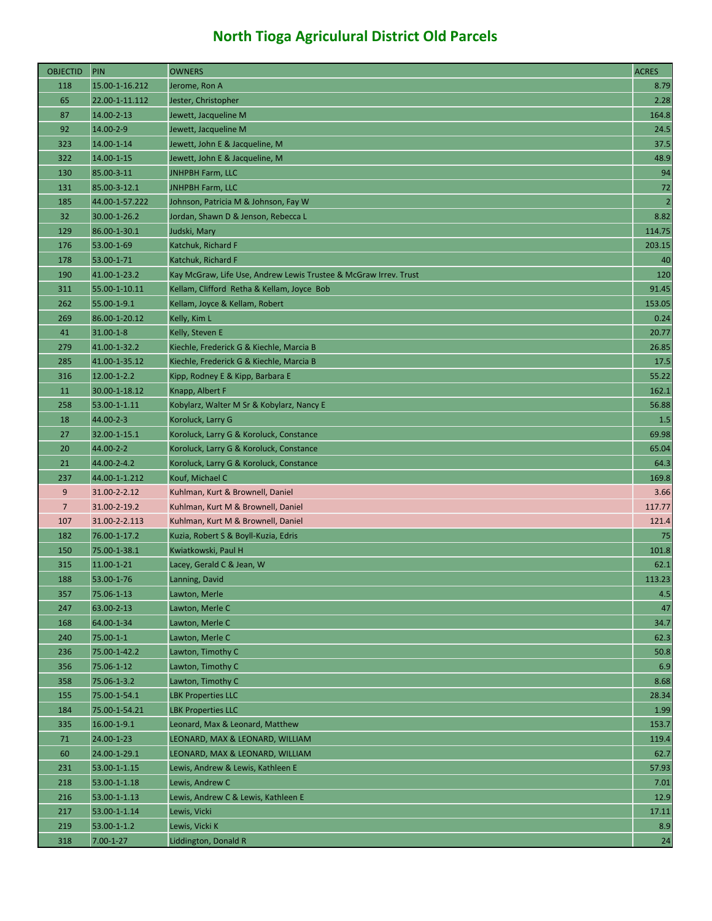# North Tioga Agricultural District Old Parcels

| OBJECTID | PIN | OWNERS | ACRES |
|---|---|---|---|
| 118 | 15.00-1-16.212 | Jerome, Ron A | 8.79 |
| 65 | 22.00-1-11.112 | Jester, Christopher | 2.28 |
| 87 | 14.00-2-13 | Jewett, Jacqueline M | 164.8 |
| 92 | 14.00-2-9 | Jewett, Jacqueline M | 24.5 |
| 323 | 14.00-1-14 | Jewett, John E & Jacqueline, M | 37.5 |
| 322 | 14.00-1-15 | Jewett, John E & Jacqueline, M | 48.9 |
| 130 | 85.00-3-11 | JNHPBH Farm, LLC | 94 |
| 131 | 85.00-3-12.1 | JNHPBH Farm, LLC | 72 |
| 185 | 44.00-1-57.222 | Johnson, Patricia M & Johnson, Fay W | 2 |
| 32 | 30.00-1-26.2 | Jordan, Shawn D & Jenson, Rebecca L | 8.82 |
| 129 | 86.00-1-30.1 | Judski, Mary | 114.75 |
| 176 | 53.00-1-69 | Katchuk, Richard F | 203.15 |
| 178 | 53.00-1-71 | Katchuk, Richard F | 40 |
| 190 | 41.00-1-23.2 | Kay McGraw, Life Use, Andrew Lewis Trustee & McGraw Irrev. Trust | 120 |
| 311 | 55.00-1-10.11 | Kellam, Clifford Retha & Kellam, Joyce Bob | 91.45 |
| 262 | 55.00-1-9.1 | Kellam, Joyce & Kellam, Robert | 153.05 |
| 269 | 86.00-1-20.12 | Kelly, Kim L | 0.24 |
| 41 | 31.00-1-8 | Kelly, Steven E | 20.77 |
| 279 | 41.00-1-32.2 | Kiechle, Frederick G & Kiechle, Marcia B | 26.85 |
| 285 | 41.00-1-35.12 | Kiechle, Frederick G & Kiechle, Marcia B | 17.5 |
| 316 | 12.00-1-2.2 | Kipp, Rodney E & Kipp, Barbara E | 55.22 |
| 11 | 30.00-1-18.12 | Knapp, Albert F | 162.1 |
| 258 | 53.00-1-1.11 | Kobylarz, Walter M Sr & Kobylarz, Nancy E | 56.88 |
| 18 | 44.00-2-3 | Koroluck, Larry G | 1.5 |
| 27 | 32.00-1-15.1 | Koroluck, Larry G & Koroluck, Constance | 69.98 |
| 20 | 44.00-2-2 | Koroluck, Larry G & Koroluck, Constance | 65.04 |
| 21 | 44.00-2-4.2 | Koroluck, Larry G & Koroluck, Constance | 64.3 |
| 237 | 44.00-1-1.212 | Kouf, Michael C | 169.8 |
| 9 | 31.00-2-2.12 | Kuhlman, Kurt & Brownell, Daniel | 3.66 |
| 7 | 31.00-2-19.2 | Kuhlman, Kurt M & Brownell, Daniel | 117.77 |
| 107 | 31.00-2-2.113 | Kuhlman, Kurt M & Brownell, Daniel | 121.4 |
| 182 | 76.00-1-17.2 | Kuzia, Robert S & Boyll-Kuzia, Edris | 75 |
| 150 | 75.00-1-38.1 | Kwiatkowski, Paul H | 101.8 |
| 315 | 11.00-1-21 | Lacey, Gerald C & Jean, W | 62.1 |
| 188 | 53.00-1-76 | Lanning, David | 113.23 |
| 357 | 75.06-1-13 | Lawton, Merle | 4.5 |
| 247 | 63.00-2-13 | Lawton, Merle C | 47 |
| 168 | 64.00-1-34 | Lawton, Merle C | 34.7 |
| 240 | 75.00-1-1 | Lawton, Merle C | 62.3 |
| 236 | 75.00-1-42.2 | Lawton, Timothy C | 50.8 |
| 356 | 75.06-1-12 | Lawton, Timothy C | 6.9 |
| 358 | 75.06-1-3.2 | Lawton, Timothy C | 8.68 |
| 155 | 75.00-1-54.1 | LBK Properties LLC | 28.34 |
| 184 | 75.00-1-54.21 | LBK Properties LLC | 1.99 |
| 335 | 16.00-1-9.1 | Leonard, Max & Leonard, Matthew | 153.7 |
| 71 | 24.00-1-23 | LEONARD, MAX & LEONARD, WILLIAM | 119.4 |
| 60 | 24.00-1-29.1 | LEONARD, MAX & LEONARD, WILLIAM | 62.7 |
| 231 | 53.00-1-1.15 | Lewis, Andrew & Lewis, Kathleen E | 57.93 |
| 218 | 53.00-1-1.18 | Lewis, Andrew C | 7.01 |
| 216 | 53.00-1-1.13 | Lewis, Andrew C & Lewis, Kathleen E | 12.9 |
| 217 | 53.00-1-1.14 | Lewis, Vicki | 17.11 |
| 219 | 53.00-1-1.2 | Lewis, Vicki K | 8.9 |
| 318 | 7.00-1-27 | Liddington, Donald R | 24 |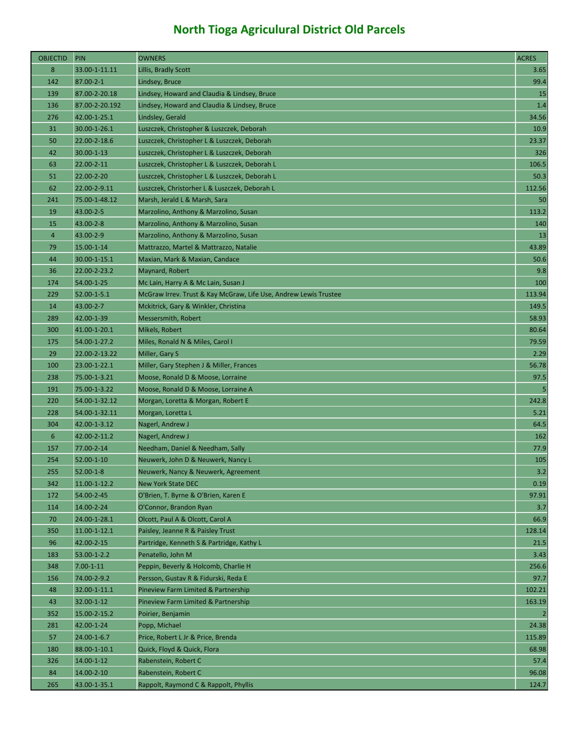# North Tioga Agriculural District Old Parcels

| OBJECTID | PIN | OWNERS | ACRES |
|---|---|---|---|
| 8 | 33.00-1-11.11 | Lillis, Bradly Scott | 3.65 |
| 142 | 87.00-2-1 | Lindsey, Bruce | 99.4 |
| 139 | 87.00-2-20.18 | Lindsey, Howard and Claudia & Lindsey, Bruce | 15 |
| 136 | 87.00-2-20.192 | Lindsey, Howard and Claudia & Lindsey, Bruce | 1.4 |
| 276 | 42.00-1-25.1 | Lindsley, Gerald | 34.56 |
| 31 | 30.00-1-26.1 | Luszczek, Christopher & Luszczek, Deborah | 10.9 |
| 50 | 22.00-2-18.6 | Luszczek, Christopher L & Luszczek, Deborah | 23.37 |
| 42 | 30.00-1-13 | Luszczek, Christopher L & Luszczek, Deborah | 326 |
| 63 | 22.00-2-11 | Luszczek, Christopher L & Luszczek, Deborah L | 106.5 |
| 51 | 22.00-2-20 | Luszczek, Christopher L & Luszczek, Deborah L | 50.3 |
| 62 | 22.00-2-9.11 | Luszczek, Christorher L & Luszczek, Deborah L | 112.56 |
| 241 | 75.00-1-48.12 | Marsh, Jerald L & Marsh, Sara | 50 |
| 19 | 43.00-2-5 | Marzolino, Anthony & Marzolino, Susan | 113.2 |
| 15 | 43.00-2-8 | Marzolino, Anthony & Marzolino, Susan | 140 |
| 4 | 43.00-2-9 | Marzolino, Anthony & Marzolino, Susan | 13 |
| 79 | 15.00-1-14 | Mattrazzo, Martel & Mattrazzo, Natalie | 43.89 |
| 44 | 30.00-1-15.1 | Maxian, Mark & Maxian, Candace | 50.6 |
| 36 | 22.00-2-23.2 | Maynard, Robert | 9.8 |
| 174 | 54.00-1-25 | Mc Lain, Harry A & Mc Lain, Susan J | 100 |
| 229 | 52.00-1-5.1 | McGraw Irrev. Trust & Kay McGraw, Life Use, Andrew Lewis Trustee | 113.94 |
| 14 | 43.00-2-7 | Mckitrick, Gary & Winkler, Christina | 149.5 |
| 289 | 42.00-1-39 | Messersmith, Robert | 58.93 |
| 300 | 41.00-1-20.1 | Mikels, Robert | 80.64 |
| 175 | 54.00-1-27.2 | Miles, Ronald N & Miles, Carol I | 79.59 |
| 29 | 22.00-2-13.22 | Miller, Gary S | 2.29 |
| 100 | 23.00-1-22.1 | Miller, Gary Stephen J & Miller, Frances | 56.78 |
| 238 | 75.00-1-3.21 | Moose, Ronald D & Moose, Lorraine | 97.5 |
| 191 | 75.00-1-3.22 | Moose, Ronald D & Moose, Lorraine A | 5 |
| 220 | 54.00-1-32.12 | Morgan, Loretta & Morgan, Robert E | 242.8 |
| 228 | 54.00-1-32.11 | Morgan, Loretta L | 5.21 |
| 304 | 42.00-1-3.12 | Nagerl, Andrew J | 64.5 |
| 6 | 42.00-2-11.2 | Nagerl, Andrew J | 162 |
| 157 | 77.00-2-14 | Needham, Daniel & Needham, Sally | 77.9 |
| 254 | 52.00-1-10 | Neuwerk, John D & Neuwerk, Nancy L | 105 |
| 255 | 52.00-1-8 | Neuwerk, Nancy & Neuwerk, Agreement | 3.2 |
| 342 | 11.00-1-12.2 | New York State DEC | 0.19 |
| 172 | 54.00-2-45 | O'Brien, T. Byrne & O'Brien, Karen E | 97.91 |
| 114 | 14.00-2-24 | O'Connor, Brandon Ryan | 3.7 |
| 70 | 24.00-1-28.1 | Olcott, Paul A & Olcott, Carol A | 66.9 |
| 350 | 11.00-1-12.1 | Paisley, Jeanne R & Paisley Trust | 128.14 |
| 96 | 42.00-2-15 | Partridge, Kenneth S & Partridge, Kathy L | 21.5 |
| 183 | 53.00-1-2.2 | Penatello, John M | 3.43 |
| 348 | 7.00-1-11 | Peppin, Beverly & Holcomb, Charlie H | 256.6 |
| 156 | 74.00-2-9.2 | Persson, Gustav R & Fidurski, Reda E | 97.7 |
| 48 | 32.00-1-11.1 | Pineview Farm Limited & Partnership | 102.21 |
| 43 | 32.00-1-12 | Pineview Farm Limited & Partnership | 163.19 |
| 352 | 15.00-2-15.2 | Poirier, Benjamin | 2 |
| 281 | 42.00-1-24 | Popp, Michael | 24.38 |
| 57 | 24.00-1-6.7 | Price, Robert L Jr & Price, Brenda | 115.89 |
| 180 | 88.00-1-10.1 | Quick, Floyd & Quick, Flora | 68.98 |
| 326 | 14.00-1-12 | Rabenstein, Robert C | 57.4 |
| 84 | 14.00-2-10 | Rabenstein, Robert C | 96.08 |
| 265 | 43.00-1-35.1 | Rappolt, Raymond C & Rappolt, Phyllis | 124.7 |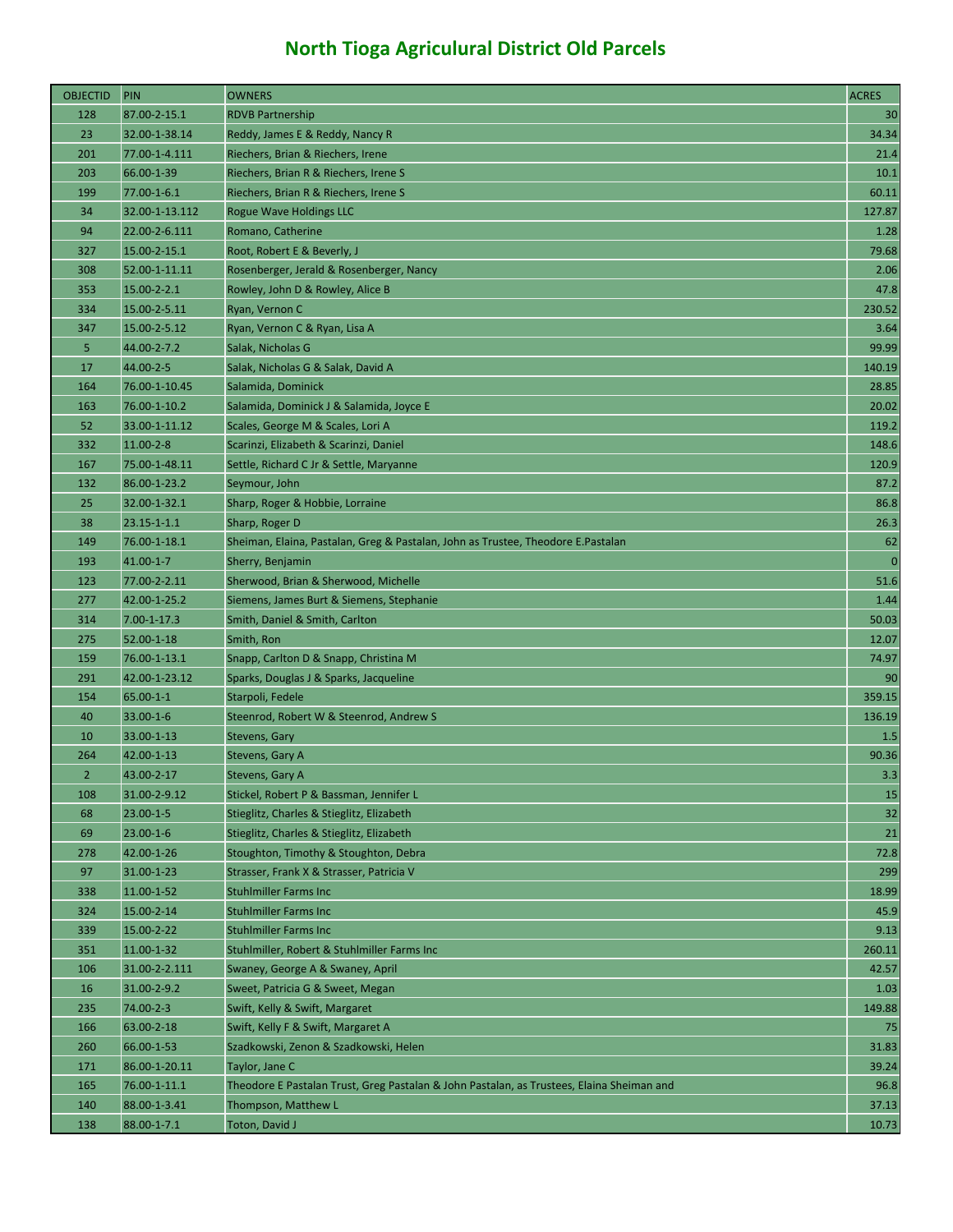# North Tioga Agricultural District Old Parcels

| OBJECTID | PIN | OWNERS | ACRES |
|---|---|---|---|
| 128 | 87.00-2-15.1 | RDVB Partnership | 30 |
| 23 | 32.00-1-38.14 | Reddy, James E & Reddy, Nancy R | 34.34 |
| 201 | 77.00-1-4.111 | Riechers, Brian & Riechers, Irene | 21.4 |
| 203 | 66.00-1-39 | Riechers, Brian R & Riechers, Irene S | 10.1 |
| 199 | 77.00-1-6.1 | Riechers, Brian R & Riechers, Irene S | 60.11 |
| 34 | 32.00-1-13.112 | Rogue Wave Holdings LLC | 127.87 |
| 94 | 22.00-2-6.111 | Romano, Catherine | 1.28 |
| 327 | 15.00-2-15.1 | Root, Robert E & Beverly, J | 79.68 |
| 308 | 52.00-1-11.11 | Rosenberger, Jerald & Rosenberger, Nancy | 2.06 |
| 353 | 15.00-2-2.1 | Rowley, John D & Rowley, Alice B | 47.8 |
| 334 | 15.00-2-5.11 | Ryan, Vernon C | 230.52 |
| 347 | 15.00-2-5.12 | Ryan, Vernon C & Ryan, Lisa A | 3.64 |
| 5 | 44.00-2-7.2 | Salak, Nicholas G | 99.99 |
| 17 | 44.00-2-5 | Salak, Nicholas G & Salak, David A | 140.19 |
| 164 | 76.00-1-10.45 | Salamida, Dominick | 28.85 |
| 163 | 76.00-1-10.2 | Salamida, Dominick J & Salamida, Joyce E | 20.02 |
| 52 | 33.00-1-11.12 | Scales, George M & Scales, Lori A | 119.2 |
| 332 | 11.00-2-8 | Scarinzi, Elizabeth & Scarinzi, Daniel | 148.6 |
| 167 | 75.00-1-48.11 | Settle, Richard C Jr & Settle, Maryanne | 120.9 |
| 132 | 86.00-1-23.2 | Seymour, John | 87.2 |
| 25 | 32.00-1-32.1 | Sharp, Roger & Hobbie, Lorraine | 86.8 |
| 38 | 23.15-1-1.1 | Sharp, Roger D | 26.3 |
| 149 | 76.00-1-18.1 | Sheiman, Elaina, Pastalan, Greg & Pastalan, John as Trustee, Theodore E.Pastalan | 62 |
| 193 | 41.00-1-7 | Sherry, Benjamin | 0 |
| 123 | 77.00-2-2.11 | Sherwood, Brian & Sherwood, Michelle | 51.6 |
| 277 | 42.00-1-25.2 | Siemens, James Burt & Siemens, Stephanie | 1.44 |
| 314 | 7.00-1-17.3 | Smith, Daniel & Smith, Carlton | 50.03 |
| 275 | 52.00-1-18 | Smith, Ron | 12.07 |
| 159 | 76.00-1-13.1 | Snapp, Carlton D & Snapp, Christina M | 74.97 |
| 291 | 42.00-1-23.12 | Sparks, Douglas J & Sparks, Jacqueline | 90 |
| 154 | 65.00-1-1 | Starpoli, Fedele | 359.15 |
| 40 | 33.00-1-6 | Steenrod, Robert W & Steenrod, Andrew S | 136.19 |
| 10 | 33.00-1-13 | Stevens, Gary | 1.5 |
| 264 | 42.00-1-13 | Stevens, Gary A | 90.36 |
| 2 | 43.00-2-17 | Stevens, Gary A | 3.3 |
| 108 | 31.00-2-9.12 | Stickel, Robert P & Bassman, Jennifer L | 15 |
| 68 | 23.00-1-5 | Stieglitz, Charles & Stieglitz, Elizabeth | 32 |
| 69 | 23.00-1-6 | Stieglitz, Charles & Stieglitz, Elizabeth | 21 |
| 278 | 42.00-1-26 | Stoughton, Timothy & Stoughton, Debra | 72.8 |
| 97 | 31.00-1-23 | Strasser, Frank X & Strasser, Patricia V | 299 |
| 338 | 11.00-1-52 | Stuhlmiller Farms Inc | 18.99 |
| 324 | 15.00-2-14 | Stuhlmiller Farms Inc | 45.9 |
| 339 | 15.00-2-22 | Stuhlmiller Farms Inc | 9.13 |
| 351 | 11.00-1-32 | Stuhlmiller, Robert & Stuhlmiller Farms Inc | 260.11 |
| 106 | 31.00-2-2.111 | Swaney, George A & Swaney, April | 42.57 |
| 16 | 31.00-2-9.2 | Sweet, Patricia G & Sweet, Megan | 1.03 |
| 235 | 74.00-2-3 | Swift, Kelly & Swift, Margaret | 149.88 |
| 166 | 63.00-2-18 | Swift, Kelly F & Swift, Margaret A | 75 |
| 260 | 66.00-1-53 | Szadkowski, Zenon & Szadkowski, Helen | 31.83 |
| 171 | 86.00-1-20.11 | Taylor, Jane C | 39.24 |
| 165 | 76.00-1-11.1 | Theodore E Pastalan Trust, Greg Pastalan & John Pastalan, as Trustees, Elaina Sheiman and | 96.8 |
| 140 | 88.00-1-3.41 | Thompson, Matthew L | 37.13 |
| 138 | 88.00-1-7.1 | Toton, David J | 10.73 |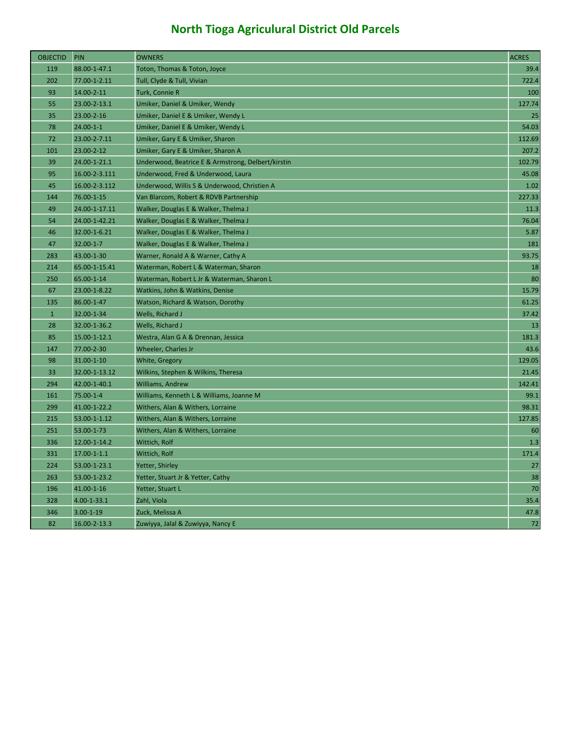# North Tioga Agriculural District Old Parcels

| OBJECTID | PIN | OWNERS | ACRES |
|---|---|---|---|
| 119 | 88.00-1-47.1 | Toton, Thomas & Toton, Joyce | 39.4 |
| 202 | 77.00-1-2.11 | Tull, Clyde & Tull, Vivian | 722.4 |
| 93 | 14.00-2-11 | Turk, Connie R | 100 |
| 55 | 23.00-2-13.1 | Umiker, Daniel & Umiker, Wendy | 127.74 |
| 35 | 23.00-2-16 | Umiker, Daniel E & Umiker, Wendy L | 25 |
| 78 | 24.00-1-1 | Umiker, Daniel E & Umiker, Wendy L | 54.03 |
| 72 | 23.00-2-7.11 | Umiker, Gary E & Umiker, Sharon | 112.69 |
| 101 | 23.00-2-12 | Umiker, Gary E & Umiker, Sharon A | 207.2 |
| 39 | 24.00-1-21.1 | Underwood, Beatrice E & Armstrong, Delbert/kirstin | 102.79 |
| 95 | 16.00-2-3.111 | Underwood, Fred & Underwood, Laura | 45.08 |
| 45 | 16.00-2-3.112 | Underwood, Willis S & Underwood, Christien A | 1.02 |
| 144 | 76.00-1-15 | Van Blarcom, Robert & RDVB Partnership | 227.33 |
| 49 | 24.00-1-17.11 | Walker, Douglas E & Walker, Thelma J | 11.3 |
| 54 | 24.00-1-42.21 | Walker, Douglas E & Walker, Thelma J | 76.04 |
| 46 | 32.00-1-6.21 | Walker, Douglas E & Walker, Thelma J | 5.87 |
| 47 | 32.00-1-7 | Walker, Douglas E & Walker, Thelma J | 181 |
| 283 | 43.00-1-30 | Warner, Ronald A & Warner, Cathy A | 93.75 |
| 214 | 65.00-1-15.41 | Waterman, Robert L & Waterman, Sharon | 18 |
| 250 | 65.00-1-14 | Waterman, Robert L Jr & Waterman, Sharon L | 80 |
| 67 | 23.00-1-8.22 | Watkins, John & Watkins, Denise | 15.79 |
| 135 | 86.00-1-47 | Watson, Richard & Watson, Dorothy | 61.25 |
| 1 | 32.00-1-34 | Wells, Richard J | 37.42 |
| 28 | 32.00-1-36.2 | Wells, Richard J | 13 |
| 85 | 15.00-1-12.1 | Westra, Alan G A & Drennan, Jessica | 181.3 |
| 147 | 77.00-2-30 | Wheeler, Charles Jr | 43.6 |
| 98 | 31.00-1-10 | White, Gregory | 129.05 |
| 33 | 32.00-1-13.12 | Wilkins, Stephen & Wilkins, Theresa | 21.45 |
| 294 | 42.00-1-40.1 | Williams, Andrew | 142.41 |
| 161 | 75.00-1-4 | Williams, Kenneth L & Williams, Joanne M | 99.1 |
| 299 | 41.00-1-22.2 | Withers, Alan & Withers, Lorraine | 98.31 |
| 215 | 53.00-1-1.12 | Withers, Alan & Withers, Lorraine | 127.85 |
| 251 | 53.00-1-73 | Withers, Alan & Withers, Lorraine | 60 |
| 336 | 12.00-1-14.2 | Wittich, Rolf | 1.3 |
| 331 | 17.00-1-1.1 | Wittich, Rolf | 171.4 |
| 224 | 53.00-1-23.1 | Yetter, Shirley | 27 |
| 263 | 53.00-1-23.2 | Yetter, Stuart Jr & Yetter, Cathy | 38 |
| 196 | 41.00-1-16 | Yetter, Stuart L | 70 |
| 328 | 4.00-1-33.1 | Zahl, Viola | 35.4 |
| 346 | 3.00-1-19 | Zuck, Melissa A | 47.8 |
| 82 | 16.00-2-13.3 | Zuwiyya, Jalal & Zuwiyya, Nancy E | 72 |